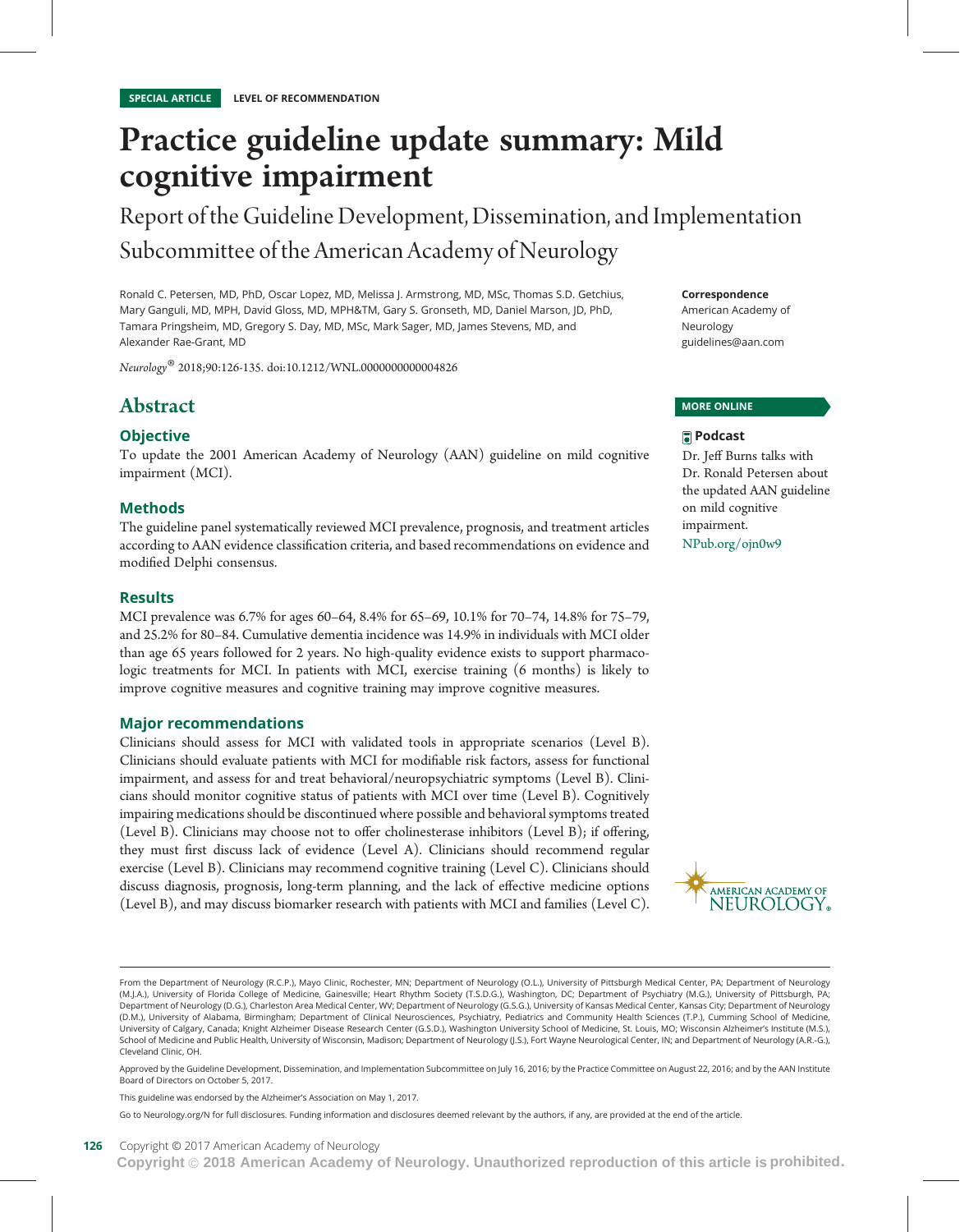SPECIAL ARTICLE LEVEL OF RECOMMENDATION

# Practice guideline update summary: Mild cognitive impairment

## Report of the Guideline Development, Dissemination, and Implementation Subcommittee of the American Academy of Neurology

Ronald C. Petersen, MD, PhD, Oscar Lopez, MD, Melissa J. Armstrong, MD, MSc, Thomas S.D. Getchius, Mary Ganguli, MD, MPH, David Gloss, MD, MPH&TM, Gary S. Gronseth, MD, Daniel Marson, JD, PhD, Tamara Pringsheim, MD, Gregory S. Day, MD, MSc, Mark Sager, MD, James Stevens, MD, and Alexander Rae-Grant, MD

*Neurology*® 2018;90:126-135. doi:10.1212/WNL.0000000000004826

**Correspondence**
American Academy of Neurology
guidelines@aan.com

**MORE ONLINE**

**Podcast**
Dr. Jeff Burns talks with Dr. Ronald Petersen about the updated AAN guideline on mild cognitive impairment.
NPub.org/ojn0w9

# Abstract

### Objective

To update the 2001 American Academy of Neurology (AAN) guideline on mild cognitive impairment (MCI).

### Methods

The guideline panel systematically reviewed MCI prevalence, prognosis, and treatment articles according to AAN evidence classification criteria, and based recommendations on evidence and modified Delphi consensus.

### Results

MCI prevalence was 6.7% for ages 60–64, 8.4% for 65–69, 10.1% for 70–74, 14.8% for 75–79, and 25.2% for 80–84. Cumulative dementia incidence was 14.9% in individuals with MCI older than age 65 years followed for 2 years. No high-quality evidence exists to support pharmacologic treatments for MCI. In patients with MCI, exercise training (6 months) is likely to improve cognitive measures and cognitive training may improve cognitive measures.

### Major recommendations

Clinicians should assess for MCI with validated tools in appropriate scenarios (Level B). Clinicians should evaluate patients with MCI for modifiable risk factors, assess for functional impairment, and assess for and treat behavioral/neuropsychiatric symptoms (Level B). Clinicians should monitor cognitive status of patients with MCI over time (Level B). Cognitively impairing medications should be discontinued where possible and behavioral symptoms treated (Level B). Clinicians may choose not to offer cholinesterase inhibitors (Level B); if offering, they must first discuss lack of evidence (Level A). Clinicians should recommend regular exercise (Level B). Clinicians may recommend cognitive training (Level C). Clinicians should discuss diagnosis, prognosis, long-term planning, and the lack of effective medicine options (Level B), and may discuss biomarker research with patients with MCI and families (Level C).

AMERICAN ACADEMY OF NEUROLOGY

From the Department of Neurology (R.C.P.), Mayo Clinic, Rochester, MN; Department of Neurology (O.L.), University of Pittsburgh Medical Center, PA; Department of Neurology (M.J.A.), University of Florida College of Medicine, Gainesville; Heart Rhythm Society (T.S.D.G.), Washington, DC; Department of Psychiatry (M.G.), University of Pittsburgh, PA; Department of Neurology (D.G.), Charleston Area Medical Center, WV; Department of Neurology (G.S.G.), University of Kansas Medical Center, Kansas City; Department of Neurology (D.M.), University of Alabama, Birmingham; Department of Clinical Neurosciences, Psychiatry, Pediatrics and Community Health Sciences (T.P.), Cumming School of Medicine, University of Calgary, Canada; Knight Alzheimer Disease Research Center (G.S.D.), Washington University School of Medicine, St. Louis, MO; Wisconsin Alzheimer's Institute (M.S.), School of Medicine and Public Health, University of Wisconsin, Madison; Department of Neurology (J.S.), Fort Wayne Neurological Center, IN; and Department of Neurology (A.R.-G.), Cleveland Clinic, OH.

Approved by the Guideline Development, Dissemination, and Implementation Subcommittee on July 16, 2016; by the Practice Committee on August 22, 2016; and by the AAN Institute Board of Directors on October 5, 2017.

This guideline was endorsed by the Alzheimer's Association on May 1, 2017.

Go to Neurology.org/N for full disclosures. Funding information and disclosures deemed relevant by the authors, if any, are provided at the end of the article.

Copyright © 2017 American Academy of Neurology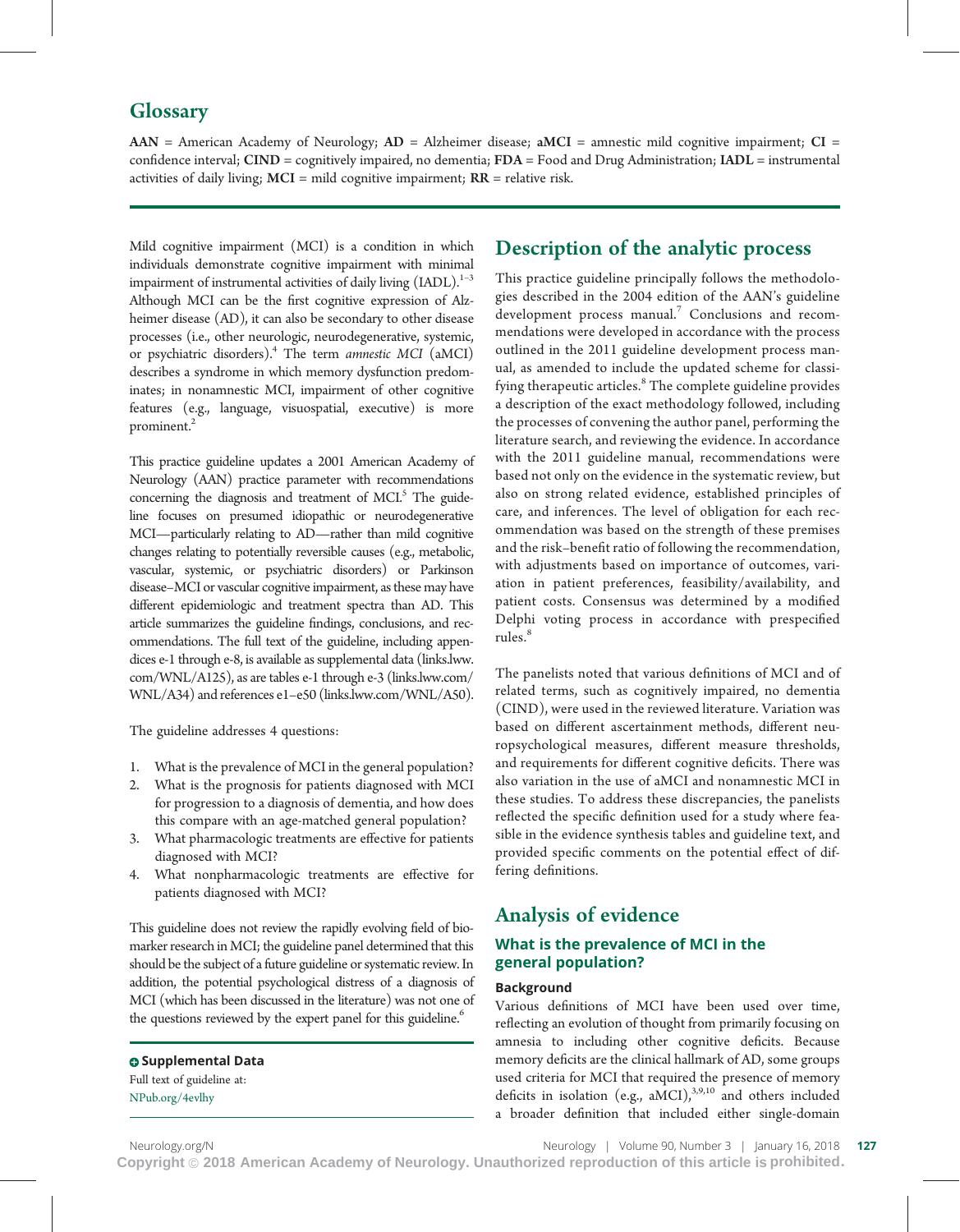## Glossary

**AAN** = American Academy of Neurology; **AD** = Alzheimer disease; **aMCI** = amnestic mild cognitive impairment; **CI** = confidence interval; **CIND** = cognitively impaired, no dementia; **FDA** = Food and Drug Administration; **IADL** = instrumental activities of daily living; **MCI** = mild cognitive impairment; **RR** = relative risk.

Mild cognitive impairment (MCI) is a condition in which individuals demonstrate cognitive impairment with minimal impairment of instrumental activities of daily living (IADL).[1–3] Although MCI can be the first cognitive expression of Alzheimer disease (AD), it can also be secondary to other disease processes (i.e., other neurologic, neurodegenerative, systemic, or psychiatric disorders).[4] The term *amnestic MCI* (aMCI) describes a syndrome in which memory dysfunction predominates; in nonamnestic MCI, impairment of other cognitive features (e.g., language, visuospatial, executive) is more prominent.[2]

This practice guideline updates a 2001 American Academy of Neurology (AAN) practice parameter with recommendations concerning the diagnosis and treatment of MCI.[5] The guideline focuses on presumed idiopathic or neurodegenerative MCI—particularly relating to AD—rather than mild cognitive changes relating to potentially reversible causes (e.g., metabolic, vascular, systemic, or psychiatric disorders) or Parkinson disease–MCI or vascular cognitive impairment, as these may have different epidemiologic and treatment spectra than AD. This article summarizes the guideline findings, conclusions, and recommendations. The full text of the guideline, including appendices e-1 through e-8, is available as supplemental data (links.lww.com/WNL/A125), as are tables e-1 through e-3 (links.lww.com/WNL/A34) and references e1–e50 (links.lww.com/WNL/A50).

The guideline addresses 4 questions:

1. What is the prevalence of MCI in the general population?
2. What is the prognosis for patients diagnosed with MCI for progression to a diagnosis of dementia, and how does this compare with an age-matched general population?
3. What pharmacologic treatments are effective for patients diagnosed with MCI?
4. What nonpharmacologic treatments are effective for patients diagnosed with MCI?

This guideline does not review the rapidly evolving field of biomarker research in MCI; the guideline panel determined that this should be the subject of a future guideline or systematic review. In addition, the potential psychological distress of a diagnosis of MCI (which has been discussed in the literature) was not one of the questions reviewed by the expert panel for this guideline.[6]

**Supplemental Data**
Full text of guideline at:
NPub.org/4evlhy

## Description of the analytic process

This practice guideline principally follows the methodologies described in the 2004 edition of the AAN's guideline development process manual.[7] Conclusions and recommendations were developed in accordance with the process outlined in the 2011 guideline development process manual, as amended to include the updated scheme for classifying therapeutic articles.[8] The complete guideline provides a description of the exact methodology followed, including the processes of convening the author panel, performing the literature search, and reviewing the evidence. In accordance with the 2011 guideline manual, recommendations were based not only on the evidence in the systematic review, but also on strong related evidence, established principles of care, and inferences. The level of obligation for each recommendation was based on the strength of these premises and the risk–benefit ratio of following the recommendation, with adjustments based on importance of outcomes, variation in patient preferences, feasibility/availability, and patient costs. Consensus was determined by a modified Delphi voting process in accordance with prespecified rules.[8]

The panelists noted that various definitions of MCI and of related terms, such as cognitively impaired, no dementia (CIND), were used in the reviewed literature. Variation was based on different ascertainment methods, different neuropsychological measures, different measure thresholds, and requirements for different cognitive deficits. There was also variation in the use of aMCI and nonamnestic MCI in these studies. To address these discrepancies, the panelists reflected the specific definition used for a study where feasible in the evidence synthesis tables and guideline text, and provided specific comments on the potential effect of differing definitions.

## Analysis of evidence

### What is the prevalence of MCI in the general population?

#### Background

Various definitions of MCI have been used over time, reflecting an evolution of thought from primarily focusing on amnesia to including other cognitive deficits. Because memory deficits are the clinical hallmark of AD, some groups used criteria for MCI that required the presence of memory deficits in isolation (e.g., aMCI),[3,9,10] and others included a broader definition that included either single-domain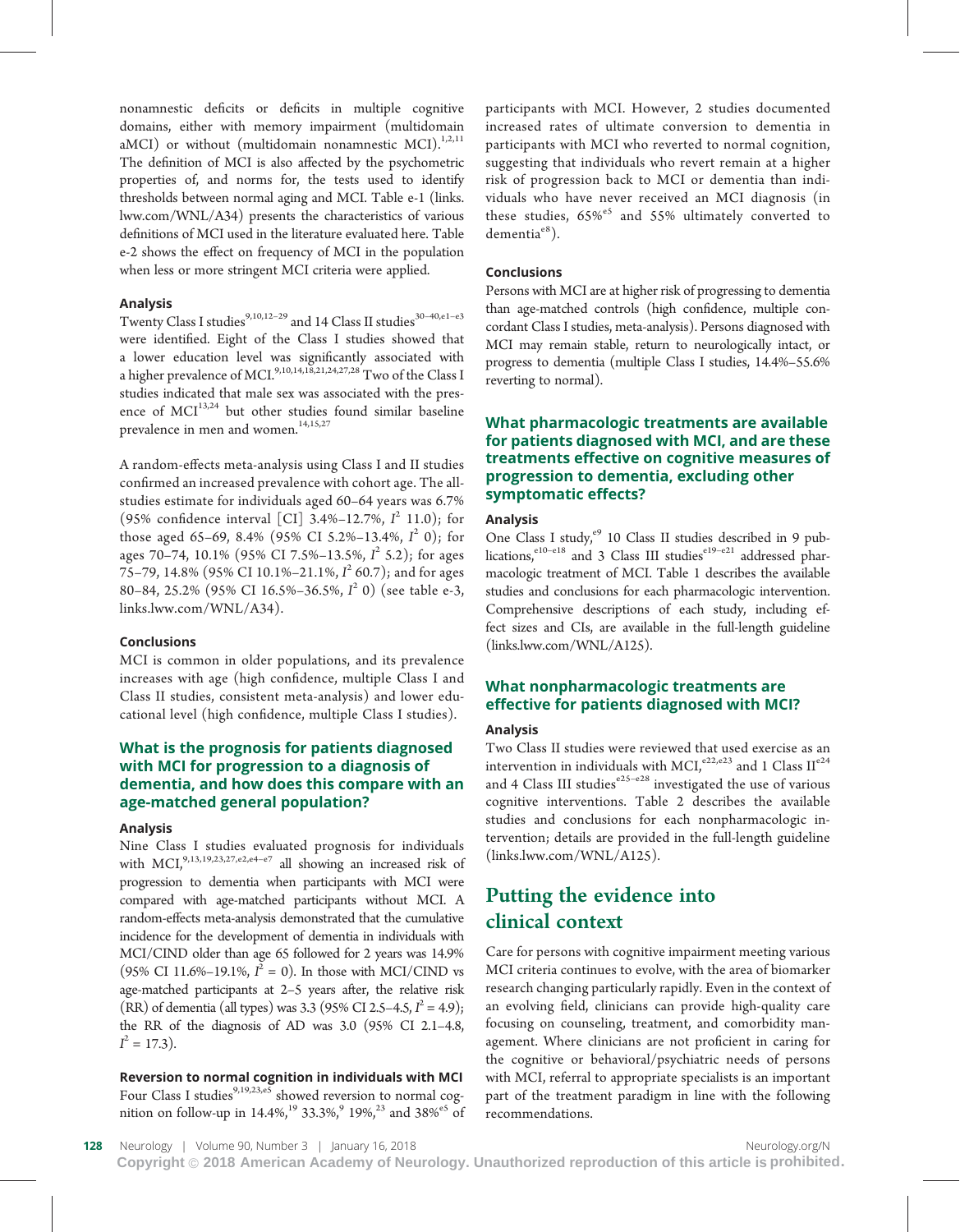nonamnestic deficits or deficits in multiple cognitive domains, either with memory impairment (multidomain aMCI) or without (multidomain nonamnestic MCI).[1,2,11] The definition of MCI is also affected by the psychometric properties of, and norms for, the tests used to identify thresholds between normal aging and MCI. Table e-1 (links.lww.com/WNL/A34) presents the characteristics of various definitions of MCI used in the literature evaluated here. Table e-2 shows the effect on frequency of MCI in the population when less or more stringent MCI criteria were applied.

### Analysis

Twenty Class I studies[9,10,12–29] and 14 Class II studies[30–40,e1–e3] were identified. Eight of the Class I studies showed that a lower education level was significantly associated with a higher prevalence of MCI.[9,10,14,18,21,24,27,28] Two of the Class I studies indicated that male sex was associated with the presence of MCI[13,24] but other studies found similar baseline prevalence in men and women.[14,15,27]

A random-effects meta-analysis using Class I and II studies confirmed an increased prevalence with cohort age. The all-studies estimate for individuals aged 60–64 years was 6.7% (95% confidence interval [CI] 3.4%–12.7%, $I^2$ 11.0); for those aged 65–69, 8.4% (95% CI 5.2%–13.4%, $I^2$ 0); for ages 70–74, 10.1% (95% CI 7.5%–13.5%, $I^2$ 5.2); for ages 75–79, 14.8% (95% CI 10.1%–21.1%, $I^2$ 60.7); and for ages 80–84, 25.2% (95% CI 16.5%–36.5%, $I^2$ 0) (see table e-3, links.lww.com/WNL/A34).

### Conclusions

MCI is common in older populations, and its prevalence increases with age (high confidence, multiple Class I and Class II studies, consistent meta-analysis) and lower educational level (high confidence, multiple Class I studies).

## What is the prognosis for patients diagnosed with MCI for progression to a diagnosis of dementia, and how does this compare with an age-matched general population?

### Analysis

Nine Class I studies evaluated prognosis for individuals with MCI,[9,13,19,23,27,e2,e4–e7] all showing an increased risk of progression to dementia when participants with MCI were compared with age-matched participants without MCI. A random-effects meta-analysis demonstrated that the cumulative incidence for the development of dementia in individuals with MCI/CIND older than age 65 followed for 2 years was 14.9% (95% CI 11.6%–19.1%, $I^2$ = 0). In those with MCI/CIND vs age-matched participants at 2–5 years after, the relative risk (RR) of dementia (all types) was 3.3 (95% CI 2.5–4.5, $I^2$ = 4.9); the RR of the diagnosis of AD was 3.0 (95% CI 2.1–4.8, $I^2$ = 17.3).

#### Reversion to normal cognition in individuals with MCI

Four Class I studies[9,19,23,e5] showed reversion to normal cognition on follow-up in 14.4%,[19] 33.3%,[9] 19%,[23] and 38%[e5] of participants with MCI. However, 2 studies documented increased rates of ultimate conversion to dementia in participants with MCI who reverted to normal cognition, suggesting that individuals who revert remain at a higher risk of progression back to MCI or dementia than individuals who have never received an MCI diagnosis (in these studies, 65%[e5] and 55% ultimately converted to dementia[e8]).

### Conclusions

Persons with MCI are at higher risk of progressing to dementia than age-matched controls (high confidence, multiple concordant Class I studies, meta-analysis). Persons diagnosed with MCI may remain stable, return to neurologically intact, or progress to dementia (multiple Class I studies, 14.4%–55.6% reverting to normal).

## What pharmacologic treatments are available for patients diagnosed with MCI, and are these treatments effective on cognitive measures of progression to dementia, excluding other symptomatic effects?

### Analysis

One Class I study,[e9] 10 Class II studies described in 9 publications,[e10–e18] and 3 Class III studies[e19–e21] addressed pharmacologic treatment of MCI. Table 1 describes the available studies and conclusions for each pharmacologic intervention. Comprehensive descriptions of each study, including effect sizes and CIs, are available in the full-length guideline (links.lww.com/WNL/A125).

## What nonpharmacologic treatments are effective for patients diagnosed with MCI?

### Analysis

Two Class II studies were reviewed that used exercise as an intervention in individuals with MCI,[e22,e23] and 1 Class II[e24] and 4 Class III studies[e25–e28] investigated the use of various cognitive interventions. Table 2 describes the available studies and conclusions for each nonpharmacologic intervention; details are provided in the full-length guideline (links.lww.com/WNL/A125).

# Putting the evidence into clinical context

Care for persons with cognitive impairment meeting various MCI criteria continues to evolve, with the area of biomarker research changing particularly rapidly. Even in the context of an evolving field, clinicians can provide high-quality care focusing on counseling, treatment, and comorbidity management. Where clinicians are not proficient in caring for the cognitive or behavioral/psychiatric needs of persons with MCI, referral to appropriate specialists is an important part of the treatment paradigm in line with the following recommendations.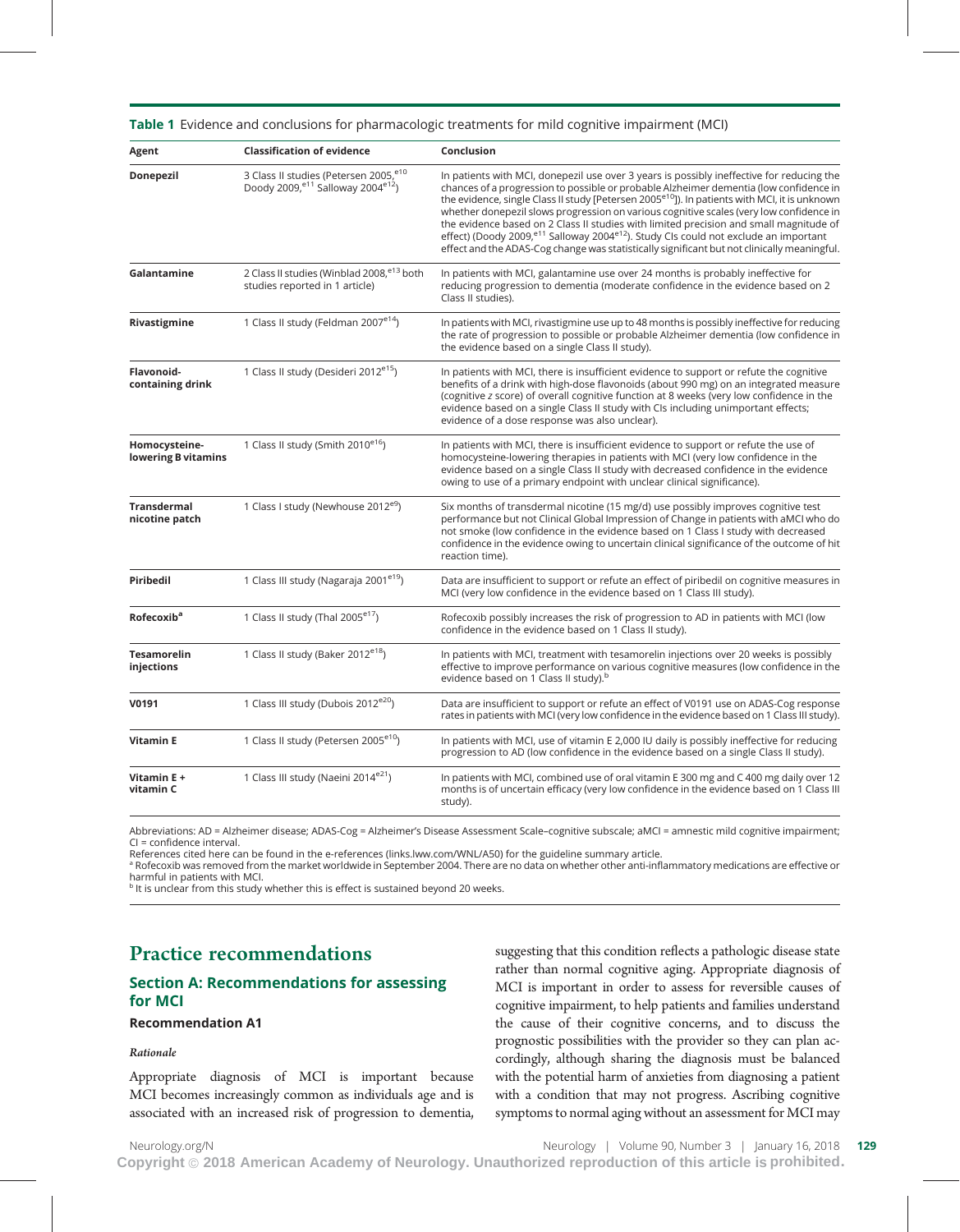**Table 1** Evidence and conclusions for pharmacologic treatments for mild cognitive impairment (MCI)

| Agent | Classification of evidence | Conclusion |
|---|---|---|
| **Donepezil** | 3 Class II studies (Petersen 2005,[e10] Doody 2009,[e11] Salloway 2004[e12]) | In patients with MCI, donepezil use over 3 years is possibly ineffective for reducing the chances of a progression to possible or probable Alzheimer dementia (low confidence in the evidence, single Class II study [Petersen 2005[e10]]). In patients with MCI, it is unknown whether donepezil slows progression on various cognitive scales (very low confidence in the evidence based on 2 Class II studies with limited precision and small magnitude of effect) (Doody 2009,[e11] Salloway 2004[e12]). Study CIs could not exclude an important effect and the ADAS-Cog change was statistically significant but not clinically meaningful. |
| **Galantamine** | 2 Class II studies (Winblad 2008,[e13] both studies reported in 1 article) | In patients with MCI, galantamine use over 24 months is probably ineffective for reducing progression to dementia (moderate confidence in the evidence based on 2 Class II studies). |
| **Rivastigmine** | 1 Class II study (Feldman 2007[e14]) | In patients with MCI, rivastigmine use up to 48 months is possibly ineffective for reducing the rate of progression to possible or probable Alzheimer dementia (low confidence in the evidence based on a single Class II study). |
| **Flavonoid-containing drink** | 1 Class II study (Desideri 2012[e15]) | In patients with MCI, there is insufficient evidence to support or refute the cognitive benefits of a drink with high-dose flavonoids (about 990 mg) on an integrated measure (cognitive *z* score) of overall cognitive function at 8 weeks (very low confidence in the evidence based on a single Class II study with CIs including unimportant effects; evidence of a dose response was also unclear). |
| **Homocysteine-lowering B vitamins** | 1 Class II study (Smith 2010[e16]) | In patients with MCI, there is insufficient evidence to support or refute the use of homocysteine-lowering therapies in patients with MCI (very low confidence in the evidence based on a single Class II study with decreased confidence in the evidence owing to use of a primary endpoint with unclear clinical significance). |
| **Transdermal nicotine patch** | 1 Class I study (Newhouse 2012[e9]) | Six months of transdermal nicotine (15 mg/d) use possibly improves cognitive test performance but not Clinical Global Impression of Change in patients with aMCI who do not smoke (low confidence in the evidence based on 1 Class I study with decreased confidence in the evidence owing to uncertain clinical significance of the outcome of hit reaction time). |
| **Piribedil** | 1 Class III study (Nagaraja 2001[e19]) | Data are insufficient to support or refute an effect of piribedil on cognitive measures in MCI (very low confidence in the evidence based on 1 Class III study). |
| **Rofecoxib[a]** | 1 Class II study (Thal 2005[e17]) | Rofecoxib possibly increases the risk of progression to AD in patients with MCI (low confidence in the evidence based on 1 Class II study). |
| **Tesamorelin injections** | 1 Class II study (Baker 2012[e18]) | In patients with MCI, treatment with tesamorelin injections over 20 weeks is possibly effective to improve performance on various cognitive measures (low confidence in the evidence based on 1 Class II study).[b] |
| **V0191** | 1 Class III study (Dubois 2012[e20]) | Data are insufficient to support or refute an effect of V0191 use on ADAS-Cog response rates in patients with MCI (very low confidence in the evidence based on 1 Class III study). |
| **Vitamin E** | 1 Class II study (Petersen 2005[e10]) | In patients with MCI, use of vitamin E 2,000 IU daily is possibly ineffective for reducing progression to AD (low confidence in the evidence based on a single Class II study). |
| **Vitamin E + vitamin C** | 1 Class III study (Naeini 2014[e21]) | In patients with MCI, combined use of oral vitamin E 300 mg and C 400 mg daily over 12 months is of uncertain efficacy (very low confidence in the evidence based on 1 Class III study). |

Abbreviations: AD = Alzheimer disease; ADAS-Cog = Alzheimer's Disease Assessment Scale–cognitive subscale; aMCI = amnestic mild cognitive impairment; CI = confidence interval.
References cited here can be found in the e-references (links.lww.com/WNL/A50) for the guideline summary article.
[a] Rofecoxib was removed from the market worldwide in September 2004. There are no data on whether other anti-inflammatory medications are effective or harmful in patients with MCI.
[b] It is unclear from this study whether this is effect is sustained beyond 20 weeks.

# Practice recommendations

## Section A: Recommendations for assessing for MCI

### Recommendation A1

*Rationale*

Appropriate diagnosis of MCI is important because MCI becomes increasingly common as individuals age and is associated with an increased risk of progression to dementia, suggesting that this condition reflects a pathologic disease state rather than normal cognitive aging. Appropriate diagnosis of MCI is important in order to assess for reversible causes of cognitive impairment, to help patients and families understand the cause of their cognitive concerns, and to discuss the prognostic possibilities with the provider so they can plan accordingly, although sharing the diagnosis must be balanced with the potential harm of anxieties from diagnosing a patient with a condition that may not progress. Ascribing cognitive symptoms to normal aging without an assessment for MCI may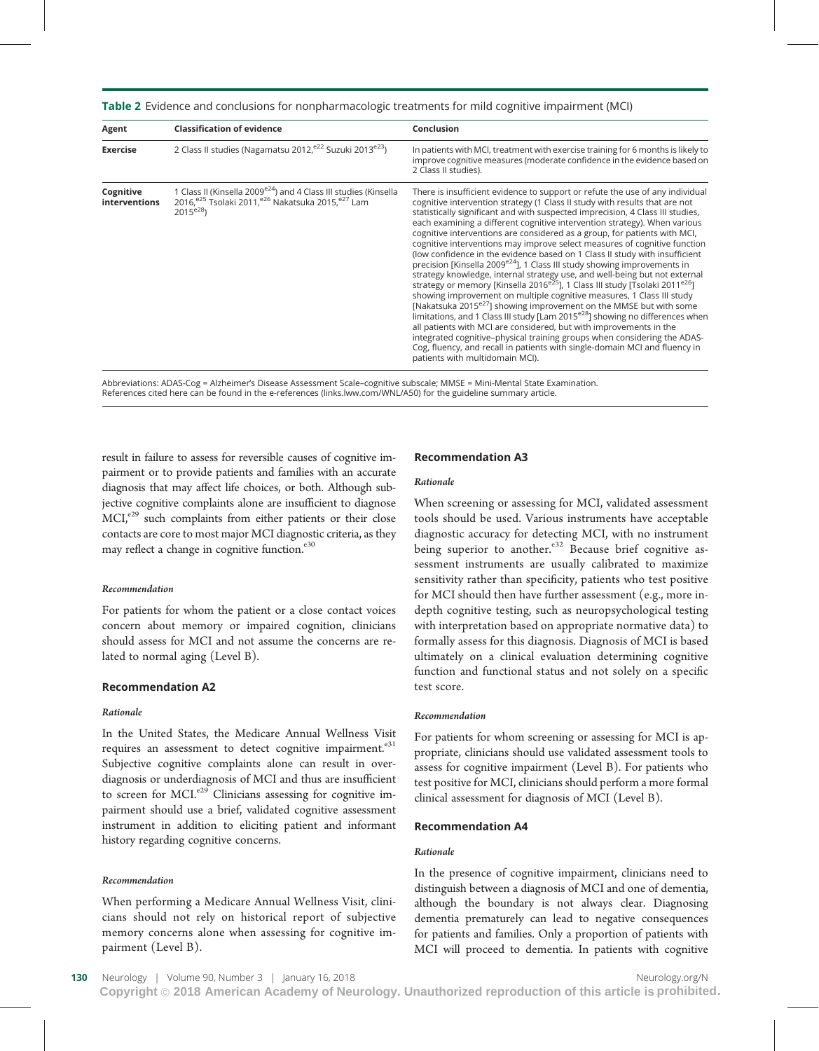**Table 2** Evidence and conclusions for nonpharmacologic treatments for mild cognitive impairment (MCI)

| Agent | Classification of evidence | Conclusion |
|---|---|---|
| **Exercise** | 2 Class II studies (Nagamatsu 2012,[e22] Suzuki 2013[e23]) | In patients with MCI, treatment with exercise training for 6 months is likely to improve cognitive measures (moderate confidence in the evidence based on 2 Class II studies). |
| **Cognitive interventions** | 1 Class II (Kinsella 2009[e24]) and 4 Class III studies (Kinsella 2016,[e25] Tsolaki 2011,[e26] Nakatsuka 2015,[e27] Lam 2015[e28]) | There is insufficient evidence to support or refute the use of any individual cognitive intervention strategy (1 Class II study with results that are not statistically significant and with suspected imprecision, 4 Class III studies, each examining a different cognitive intervention strategy). When various cognitive interventions are considered as a group, for patients with MCI, cognitive interventions may improve select measures of cognitive function (low confidence in the evidence based on 1 Class II study with insufficient precision [Kinsella 2009[e24]], 1 Class III study showing improvements in strategy knowledge, internal strategy use, and well-being but not external strategy or memory [Kinsella 2016[e25]], 1 Class III study [Tsolaki 2011[e26]] showing improvement on multiple cognitive measures, 1 Class III study [Nakatsuka 2015[e27]] showing improvement on the MMSE but with some limitations, and 1 Class III study [Lam 2015[e28]] showing no differences when all patients with MCI are considered, but with improvements in the integrated cognitive–physical training groups when considering the ADAS-Cog, fluency, and recall in patients with single-domain MCI and fluency in patients with multidomain MCI). |

Abbreviations: ADAS-Cog = Alzheimer's Disease Assessment Scale–cognitive subscale; MMSE = Mini-Mental State Examination.
References cited here can be found in the e-references (links.lww.com/WNL/A50) for the guideline summary article.

result in failure to assess for reversible causes of cognitive impairment or to provide patients and families with an accurate diagnosis that may affect life choices, or both. Although subjective cognitive complaints alone are insufficient to diagnose MCI,[e29] such complaints from either patients or their close contacts are core to most major MCI diagnostic criteria, as they may reflect a change in cognitive function.[e30]

#### *Recommendation*

For patients for whom the patient or a close contact voices concern about memory or impaired cognition, clinicians should assess for MCI and not assume the concerns are related to normal aging (Level B).

### Recommendation A2

#### *Rationale*

In the United States, the Medicare Annual Wellness Visit requires an assessment to detect cognitive impairment.[e31] Subjective cognitive complaints alone can result in overdiagnosis or underdiagnosis of MCI and thus are insufficient to screen for MCI.[e29] Clinicians assessing for cognitive impairment should use a brief, validated cognitive assessment instrument in addition to eliciting patient and informant history regarding cognitive concerns.

#### *Recommendation*

When performing a Medicare Annual Wellness Visit, clinicians should not rely on historical report of subjective memory concerns alone when assessing for cognitive impairment (Level B).

### Recommendation A3

#### *Rationale*

When screening or assessing for MCI, validated assessment tools should be used. Various instruments have acceptable diagnostic accuracy for detecting MCI, with no instrument being superior to another.[e32] Because brief cognitive assessment instruments are usually calibrated to maximize sensitivity rather than specificity, patients who test positive for MCI should then have further assessment (e.g., more in-depth cognitive testing, such as neuropsychological testing with interpretation based on appropriate normative data) to formally assess for this diagnosis. Diagnosis of MCI is based ultimately on a clinical evaluation determining cognitive function and functional status and not solely on a specific test score.

#### *Recommendation*

For patients for whom screening or assessing for MCI is appropriate, clinicians should use validated assessment tools to assess for cognitive impairment (Level B). For patients who test positive for MCI, clinicians should perform a more formal clinical assessment for diagnosis of MCI (Level B).

### Recommendation A4

#### *Rationale*

In the presence of cognitive impairment, clinicians need to distinguish between a diagnosis of MCI and one of dementia, although the boundary is not always clear. Diagnosing dementia prematurely can lead to negative consequences for patients and families. Only a proportion of patients with MCI will proceed to dementia. In patients with cognitive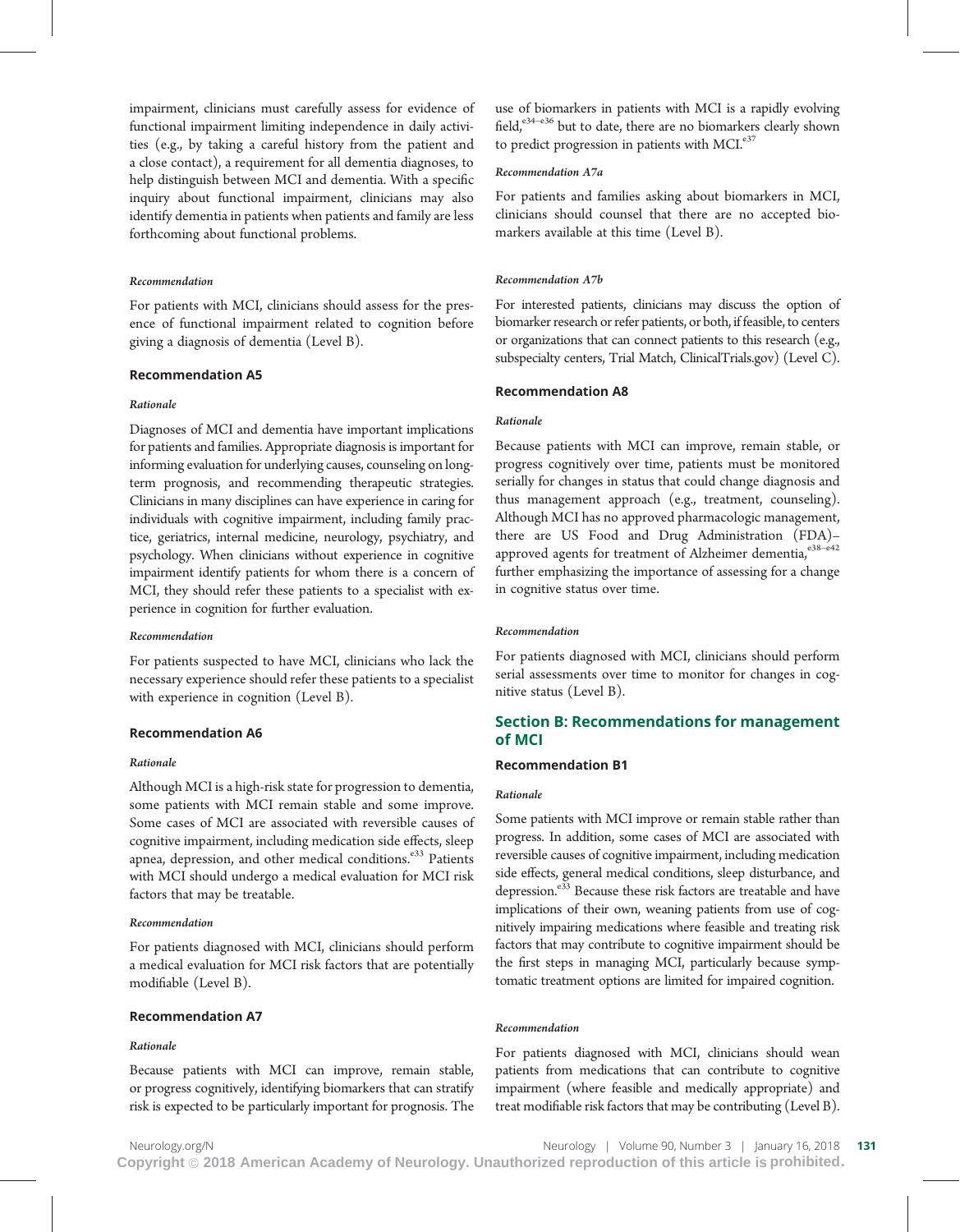impairment, clinicians must carefully assess for evidence of functional impairment limiting independence in daily activities (e.g., by taking a careful history from the patient and a close contact), a requirement for all dementia diagnoses, to help distinguish between MCI and dementia. With a specific inquiry about functional impairment, clinicians may also identify dementia in patients when patients and family are less forthcoming about functional problems.

*Recommendation*

For patients with MCI, clinicians should assess for the presence of functional impairment related to cognition before giving a diagnosis of dementia (Level B).

#### Recommendation A5

*Rationale*

Diagnoses of MCI and dementia have important implications for patients and families. Appropriate diagnosis is important for informing evaluation for underlying causes, counseling on long-term prognosis, and recommending therapeutic strategies. Clinicians in many disciplines can have experience in caring for individuals with cognitive impairment, including family practice, geriatrics, internal medicine, neurology, psychiatry, and psychology. When clinicians without experience in cognitive impairment identify patients for whom there is a concern of MCI, they should refer these patients to a specialist with experience in cognition for further evaluation.

*Recommendation*

For patients suspected to have MCI, clinicians who lack the necessary experience should refer these patients to a specialist with experience in cognition (Level B).

#### Recommendation A6

*Rationale*

Although MCI is a high-risk state for progression to dementia, some patients with MCI remain stable and some improve. Some cases of MCI are associated with reversible causes of cognitive impairment, including medication side effects, sleep apnea, depression, and other medical conditions.[e33] Patients with MCI should undergo a medical evaluation for MCI risk factors that may be treatable.

*Recommendation*

For patients diagnosed with MCI, clinicians should perform a medical evaluation for MCI risk factors that are potentially modifiable (Level B).

#### Recommendation A7

*Rationale*

Because patients with MCI can improve, remain stable, or progress cognitively, identifying biomarkers that can stratify risk is expected to be particularly important for prognosis. The use of biomarkers in patients with MCI is a rapidly evolving field,[e34–e36] but to date, there are no biomarkers clearly shown to predict progression in patients with MCI.[e37]

*Recommendation A7a*

For patients and families asking about biomarkers in MCI, clinicians should counsel that there are no accepted biomarkers available at this time (Level B).

*Recommendation A7b*

For interested patients, clinicians may discuss the option of biomarker research or refer patients, or both, if feasible, to centers or organizations that can connect patients to this research (e.g., subspecialty centers, Trial Match, ClinicalTrials.gov) (Level C).

#### Recommendation A8

*Rationale*

Because patients with MCI can improve, remain stable, or progress cognitively over time, patients must be monitored serially for changes in status that could change diagnosis and thus management approach (e.g., treatment, counseling). Although MCI has no approved pharmacologic management, there are US Food and Drug Administration (FDA)–approved agents for treatment of Alzheimer dementia,[e38–e42] further emphasizing the importance of assessing for a change in cognitive status over time.

*Recommendation*

For patients diagnosed with MCI, clinicians should perform serial assessments over time to monitor for changes in cognitive status (Level B).

### Section B: Recommendations for management of MCI

#### Recommendation B1

*Rationale*

Some patients with MCI improve or remain stable rather than progress. In addition, some cases of MCI are associated with reversible causes of cognitive impairment, including medication side effects, general medical conditions, sleep disturbance, and depression.[e33] Because these risk factors are treatable and have implications of their own, weaning patients from use of cognitively impairing medications where feasible and treating risk factors that may contribute to cognitive impairment should be the first steps in managing MCI, particularly because symptomatic treatment options are limited for impaired cognition.

*Recommendation*

For patients diagnosed with MCI, clinicians should wean patients from medications that can contribute to cognitive impairment (where feasible and medically appropriate) and treat modifiable risk factors that may be contributing (Level B).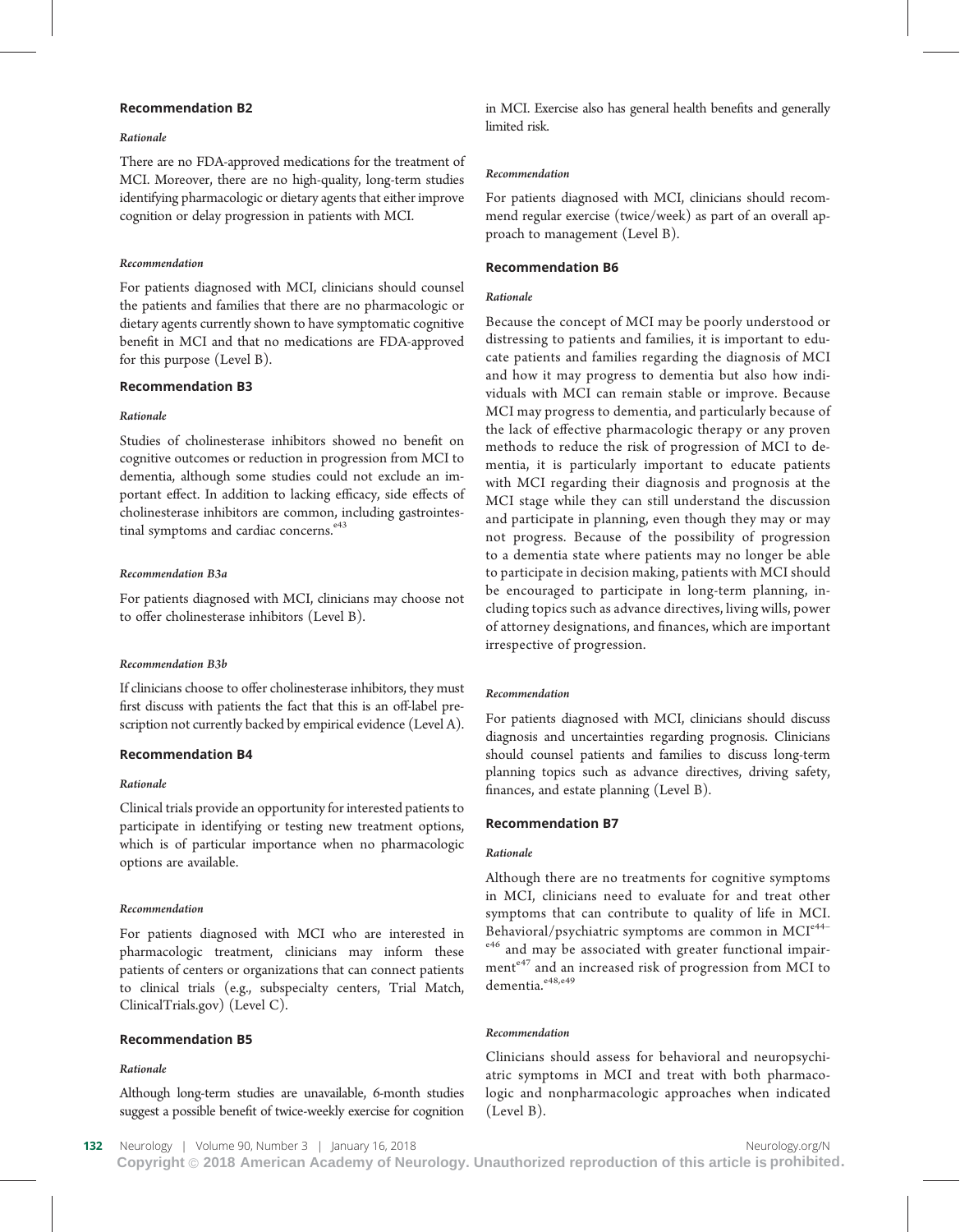### Recommendation B2

*Rationale*

There are no FDA-approved medications for the treatment of MCI. Moreover, there are no high-quality, long-term studies identifying pharmacologic or dietary agents that either improve cognition or delay progression in patients with MCI.

*Recommendation*

For patients diagnosed with MCI, clinicians should counsel the patients and families that there are no pharmacologic or dietary agents currently shown to have symptomatic cognitive benefit in MCI and that no medications are FDA-approved for this purpose (Level B).

### Recommendation B3

*Rationale*

Studies of cholinesterase inhibitors showed no benefit on cognitive outcomes or reduction in progression from MCI to dementia, although some studies could not exclude an important effect. In addition to lacking efficacy, side effects of cholinesterase inhibitors are common, including gastrointestinal symptoms and cardiac concerns.[e43]

*Recommendation B3a*

For patients diagnosed with MCI, clinicians may choose not to offer cholinesterase inhibitors (Level B).

*Recommendation B3b*

If clinicians choose to offer cholinesterase inhibitors, they must first discuss with patients the fact that this is an off-label prescription not currently backed by empirical evidence (Level A).

### Recommendation B4

*Rationale*

Clinical trials provide an opportunity for interested patients to participate in identifying or testing new treatment options, which is of particular importance when no pharmacologic options are available.

*Recommendation*

For patients diagnosed with MCI who are interested in pharmacologic treatment, clinicians may inform these patients of centers or organizations that can connect patients to clinical trials (e.g., subspecialty centers, Trial Match, ClinicalTrials.gov) (Level C).

### Recommendation B5

*Rationale*

Although long-term studies are unavailable, 6-month studies suggest a possible benefit of twice-weekly exercise for cognition in MCI. Exercise also has general health benefits and generally limited risk.

*Recommendation*

For patients diagnosed with MCI, clinicians should recommend regular exercise (twice/week) as part of an overall approach to management (Level B).

### Recommendation B6

*Rationale*

Because the concept of MCI may be poorly understood or distressing to patients and families, it is important to educate patients and families regarding the diagnosis of MCI and how it may progress to dementia but also how individuals with MCI can remain stable or improve. Because MCI may progress to dementia, and particularly because of the lack of effective pharmacologic therapy or any proven methods to reduce the risk of progression of MCI to dementia, it is particularly important to educate patients with MCI regarding their diagnosis and prognosis at the MCI stage while they can still understand the discussion and participate in planning, even though they may or may not progress. Because of the possibility of progression to a dementia state where patients may no longer be able to participate in decision making, patients with MCI should be encouraged to participate in long-term planning, including topics such as advance directives, living wills, power of attorney designations, and finances, which are important irrespective of progression.

*Recommendation*

For patients diagnosed with MCI, clinicians should discuss diagnosis and uncertainties regarding prognosis. Clinicians should counsel patients and families to discuss long-term planning topics such as advance directives, driving safety, finances, and estate planning (Level B).

### Recommendation B7

*Rationale*

Although there are no treatments for cognitive symptoms in MCI, clinicians need to evaluate for and treat other symptoms that can contribute to quality of life in MCI. Behavioral/psychiatric symptoms are common in MCI[e44–e46] and may be associated with greater functional impairment[e47] and an increased risk of progression from MCI to dementia.[e48,e49]

*Recommendation*

Clinicians should assess for behavioral and neuropsychiatric symptoms in MCI and treat with both pharmacologic and nonpharmacologic approaches when indicated (Level B).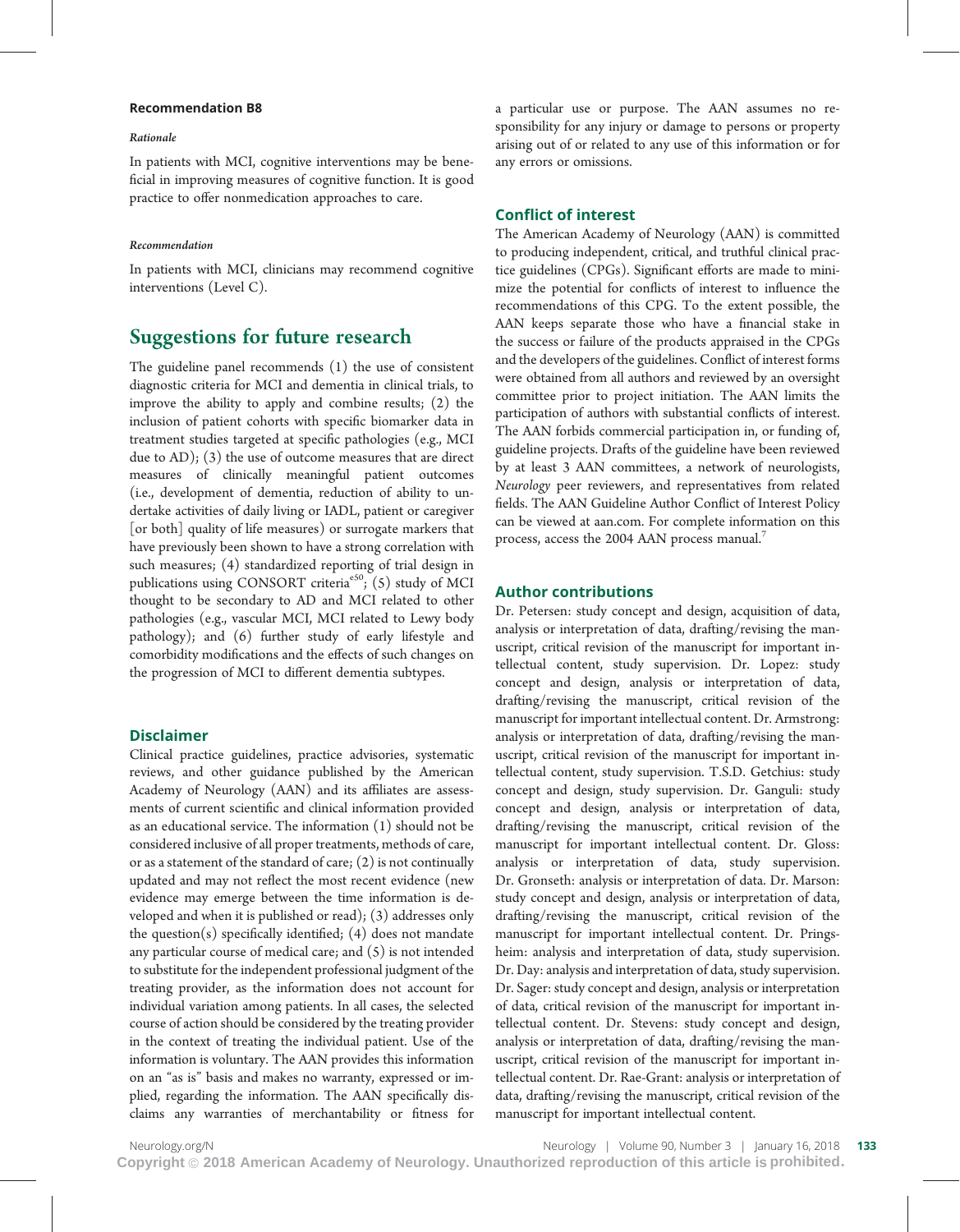### Recommendation B8

#### *Rationale*

In patients with MCI, cognitive interventions may be beneficial in improving measures of cognitive function. It is good practice to offer nonmedication approaches to care.

#### *Recommendation*

In patients with MCI, clinicians may recommend cognitive interventions (Level C).

## Suggestions for future research

The guideline panel recommends (1) the use of consistent diagnostic criteria for MCI and dementia in clinical trials, to improve the ability to apply and combine results; (2) the inclusion of patient cohorts with specific biomarker data in treatment studies targeted at specific pathologies (e.g., MCI due to AD); (3) the use of outcome measures that are direct measures of clinically meaningful patient outcomes (i.e., development of dementia, reduction of ability to undertake activities of daily living or IADL, patient or caregiver [or both] quality of life measures) or surrogate markers that have previously been shown to have a strong correlation with such measures; (4) standardized reporting of trial design in publications using CONSORT criteria[e50]; (5) study of MCI thought to be secondary to AD and MCI related to other pathologies (e.g., vascular MCI, MCI related to Lewy body pathology); and (6) further study of early lifestyle and comorbidity modifications and the effects of such changes on the progression of MCI to different dementia subtypes.

### Disclaimer

Clinical practice guidelines, practice advisories, systematic reviews, and other guidance published by the American Academy of Neurology (AAN) and its affiliates are assessments of current scientific and clinical information provided as an educational service. The information (1) should not be considered inclusive of all proper treatments, methods of care, or as a statement of the standard of care; (2) is not continually updated and may not reflect the most recent evidence (new evidence may emerge between the time information is developed and when it is published or read); (3) addresses only the question(s) specifically identified; (4) does not mandate any particular course of medical care; and (5) is not intended to substitute for the independent professional judgment of the treating provider, as the information does not account for individual variation among patients. In all cases, the selected course of action should be considered by the treating provider in the context of treating the individual patient. Use of the information is voluntary. The AAN provides this information on an "as is" basis and makes no warranty, expressed or implied, regarding the information. The AAN specifically disclaims any warranties of merchantability or fitness for a particular use or purpose. The AAN assumes no responsibility for any injury or damage to persons or property arising out of or related to any use of this information or for any errors or omissions.

### Conflict of interest

The American Academy of Neurology (AAN) is committed to producing independent, critical, and truthful clinical practice guidelines (CPGs). Significant efforts are made to minimize the potential for conflicts of interest to influence the recommendations of this CPG. To the extent possible, the AAN keeps separate those who have a financial stake in the success or failure of the products appraised in the CPGs and the developers of the guidelines. Conflict of interest forms were obtained from all authors and reviewed by an oversight committee prior to project initiation. The AAN limits the participation of authors with substantial conflicts of interest. The AAN forbids commercial participation in, or funding of, guideline projects. Drafts of the guideline have been reviewed by at least 3 AAN committees, a network of neurologists, *Neurology* peer reviewers, and representatives from related fields. The AAN Guideline Author Conflict of Interest Policy can be viewed at aan.com. For complete information on this process, access the 2004 AAN process manual.[7]

### Author contributions

Dr. Petersen: study concept and design, acquisition of data, analysis or interpretation of data, drafting/revising the manuscript, critical revision of the manuscript for important intellectual content, study supervision. Dr. Lopez: study concept and design, analysis or interpretation of data, drafting/revising the manuscript, critical revision of the manuscript for important intellectual content. Dr. Armstrong: analysis or interpretation of data, drafting/revising the manuscript, critical revision of the manuscript for important intellectual content, study supervision. T.S.D. Getchius: study concept and design, study supervision. Dr. Ganguli: study concept and design, analysis or interpretation of data, drafting/revising the manuscript, critical revision of the manuscript for important intellectual content. Dr. Gloss: analysis or interpretation of data, study supervision. Dr. Gronseth: analysis or interpretation of data. Dr. Marson: study concept and design, analysis or interpretation of data, drafting/revising the manuscript, critical revision of the manuscript for important intellectual content. Dr. Pringsheim: analysis and interpretation of data, study supervision. Dr. Day: analysis and interpretation of data, study supervision. Dr. Sager: study concept and design, analysis or interpretation of data, critical revision of the manuscript for important intellectual content. Dr. Stevens: study concept and design, analysis or interpretation of data, drafting/revising the manuscript, critical revision of the manuscript for important intellectual content. Dr. Rae-Grant: analysis or interpretation of data, drafting/revising the manuscript, critical revision of the manuscript for important intellectual content.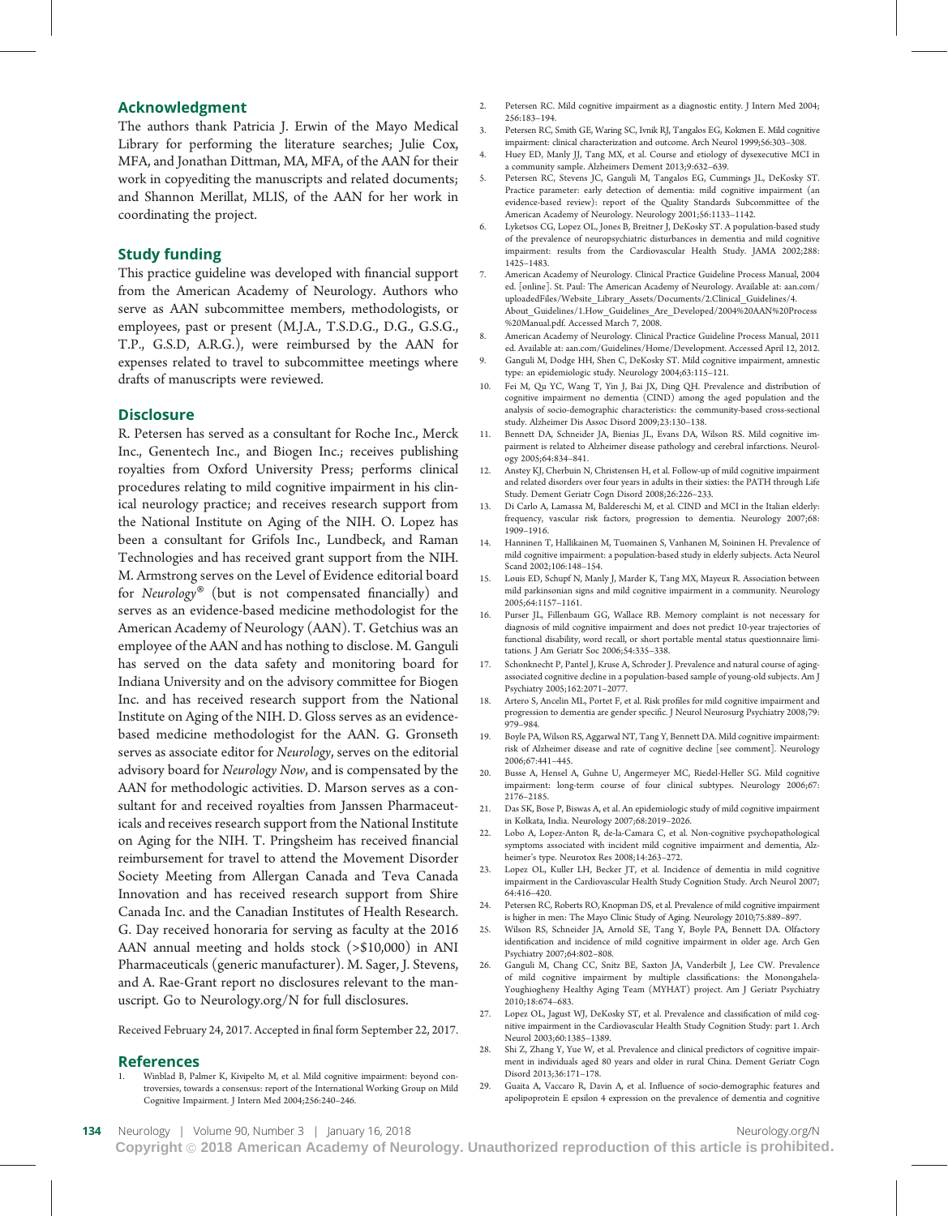## Acknowledgment

The authors thank Patricia J. Erwin of the Mayo Medical Library for performing the literature searches; Julie Cox, MFA, and Jonathan Dittman, MA, MFA, of the AAN for their work in copyediting the manuscripts and related documents; and Shannon Merillat, MLIS, of the AAN for her work in coordinating the project.

## Study funding

This practice guideline was developed with financial support from the American Academy of Neurology. Authors who serve as AAN subcommittee members, methodologists, or employees, past or present (M.J.A., T.S.D.G., D.G., G.S.G., T.P., G.S.D, A.R.G.), were reimbursed by the AAN for expenses related to travel to subcommittee meetings where drafts of manuscripts were reviewed.

## Disclosure

R. Petersen has served as a consultant for Roche Inc., Merck Inc., Genentech Inc., and Biogen Inc.; receives publishing royalties from Oxford University Press; performs clinical procedures relating to mild cognitive impairment in his clinical neurology practice; and receives research support from the National Institute on Aging of the NIH. O. Lopez has been a consultant for Grifols Inc., Lundbeck, and Raman Technologies and has received grant support from the NIH. M. Armstrong serves on the Level of Evidence editorial board for *Neurology*® (but is not compensated financially) and serves as an evidence-based medicine methodologist for the American Academy of Neurology (AAN). T. Getchius was an employee of the AAN and has nothing to disclose. M. Ganguli has served on the data safety and monitoring board for Indiana University and on the advisory committee for Biogen Inc. and has received research support from the National Institute on Aging of the NIH. D. Gloss serves as an evidence-based medicine methodologist for the AAN. G. Gronseth serves as associate editor for *Neurology*, serves on the editorial advisory board for *Neurology Now*, and is compensated by the AAN for methodologic activities. D. Marson serves as a consultant for and received royalties from Janssen Pharmaceuticals and receives research support from the National Institute on Aging for the NIH. T. Pringsheim has received financial reimbursement for travel to attend the Movement Disorder Society Meeting from Allergan Canada and Teva Canada Innovation and has received research support from Shire Canada Inc. and the Canadian Institutes of Health Research. G. Day received honoraria for serving as faculty at the 2016 AAN annual meeting and holds stock (>$10,000) in ANI Pharmaceuticals (generic manufacturer). M. Sager, J. Stevens, and A. Rae-Grant report no disclosures relevant to the manuscript. Go to Neurology.org/N for full disclosures.

Received February 24, 2017. Accepted in final form September 22, 2017.

## References

1. Winblad B, Palmer K, Kivipelto M, et al. Mild cognitive impairment: beyond controversies, towards a consensus: report of the International Working Group on Mild Cognitive Impairment. J Intern Med 2004;256:240–246.
2. Petersen RC. Mild cognitive impairment as a diagnostic entity. J Intern Med 2004; 256:183–194.
3. Petersen RC, Smith GE, Waring SC, Ivnik RJ, Tangalos EG, Kokmen E. Mild cognitive impairment: clinical characterization and outcome. Arch Neurol 1999;56:303–308.
4. Huey ED, Manly JJ, Tang MX, et al. Course and etiology of dysexecutive MCI in a community sample. Alzheimers Dement 2013;9:632–639.
5. Petersen RC, Stevens JC, Ganguli M, Tangalos EG, Cummings JL, DeKosky ST. Practice parameter: early detection of dementia: mild cognitive impairment (an evidence-based review): report of the Quality Standards Subcommittee of the American Academy of Neurology. Neurology 2001;56:1133–1142.
6. Lyketsos CG, Lopez OL, Jones B, Breitner J, DeKosky ST. A population-based study of the prevalence of neuropsychiatric disturbances in dementia and mild cognitive impairment: results from the Cardiovascular Health Study. JAMA 2002;288: 1425–1483.
7. American Academy of Neurology. Clinical Practice Guideline Process Manual, 2004 ed. [online]. St. Paul: The American Academy of Neurology. Available at: aan.com/uploadedFiles/Website_Library_Assets/Documents/2.Clinical_Guidelines/4.About_Guidelines/1.How_Guidelines_Are_Developed/2004%20AAN%20Process%20Manual.pdf. Accessed March 7, 2008.
8. American Academy of Neurology. Clinical Practice Guideline Process Manual, 2011 ed. Available at: aan.com/Guidelines/Home/Development. Accessed April 12, 2012.
9. Ganguli M, Dodge HH, Shen C, DeKosky ST. Mild cognitive impairment, amnestic type: an epidemiologic study. Neurology 2004;63:115–121.
10. Fei M, Qu YC, Wang T, Yin J, Bai JX, Ding QH. Prevalence and distribution of cognitive impairment no dementia (CIND) among the aged population and the analysis of socio-demographic characteristics: the community-based cross-sectional study. Alzheimer Dis Assoc Disord 2009;23:130–138.
11. Bennett DA, Schneider JA, Bienias JL, Evans DA, Wilson RS. Mild cognitive impairment is related to Alzheimer disease pathology and cerebral infarctions. Neurology 2005;64:834–841.
12. Anstey KJ, Cherbuin N, Christensen H, et al. Follow-up of mild cognitive impairment and related disorders over four years in adults in their sixties: the PATH through Life Study. Dement Geriatr Cogn Disord 2008;26:226–233.
13. Di Carlo A, Lamassa M, Baldereschi M, et al. CIND and MCI in the Italian elderly: frequency, vascular risk factors, progression to dementia. Neurology 2007;68: 1909–1916.
14. Hanninen T, Hallikainen M, Tuomainen S, Vanhanen M, Soininen H. Prevalence of mild cognitive impairment: a population-based study in elderly subjects. Acta Neurol Scand 2002;106:148–154.
15. Louis ED, Schupf N, Manly J, Marder K, Tang MX, Mayeux R. Association between mild parkinsonian signs and mild cognitive impairment in a community. Neurology 2005;64:1157–1161.
16. Purser JL, Fillenbaum GG, Wallace RB. Memory complaint is not necessary for diagnosis of mild cognitive impairment and does not predict 10-year trajectories of functional disability, word recall, or short portable mental status questionnaire limitations. J Am Geriatr Soc 2006;54:335–338.
17. Schonknecht P, Pantel J, Kruse A, Schroder J. Prevalence and natural course of aging-associated cognitive decline in a population-based sample of young-old subjects. Am J Psychiatry 2005;162:2071–2077.
18. Artero S, Ancelin ML, Portet F, et al. Risk profiles for mild cognitive impairment and progression to dementia are gender specific. J Neurol Neurosurg Psychiatry 2008;79: 979–984.
19. Boyle PA, Wilson RS, Aggarwal NT, Tang Y, Bennett DA. Mild cognitive impairment: risk of Alzheimer disease and rate of cognitive decline [see comment]. Neurology 2006;67:441–445.
20. Busse A, Hensel A, Guhne U, Angermeyer MC, Riedel-Heller SG. Mild cognitive impairment: long-term course of four clinical subtypes. Neurology 2006;67: 2176–2185.
21. Das SK, Bose P, Biswas A, et al. An epidemiologic study of mild cognitive impairment in Kolkata, India. Neurology 2007;68:2019–2026.
22. Lobo A, Lopez-Anton R, de-la-Camara C, et al. Non-cognitive psychopathological symptoms associated with incident mild cognitive impairment and dementia, Alzheimer's type. Neurotox Res 2008;14:263–272.
23. Lopez OL, Kuller LH, Becker JT, et al. Incidence of dementia in mild cognitive impairment in the Cardiovascular Health Study Cognition Study. Arch Neurol 2007; 64:416–420.
24. Petersen RC, Roberts RO, Knopman DS, et al. Prevalence of mild cognitive impairment is higher in men: The Mayo Clinic Study of Aging. Neurology 2010;75:889–897.
25. Wilson RS, Schneider JA, Arnold SE, Tang Y, Boyle PA, Bennett DA. Olfactory identification and incidence of mild cognitive impairment in older age. Arch Gen Psychiatry 2007;64:802–808.
26. Ganguli M, Chang CC, Snitz BE, Saxton JA, Vanderbilt J, Lee CW. Prevalence of mild cognitive impairment by multiple classifications: the Monongahela-Youghiogheny Healthy Aging Team (MYHAT) project. Am J Geriatr Psychiatry 2010;18:674–683.
27. Lopez OL, Jagust WJ, DeKosky ST, et al. Prevalence and classification of mild cognitive impairment in the Cardiovascular Health Study Cognition Study: part 1. Arch Neurol 2003;60:1385–1389.
28. Shi Z, Zhang Y, Yue W, et al. Prevalence and clinical predictors of cognitive impairment in individuals aged 80 years and older in rural China. Dement Geriatr Cogn Disord 2013;36:171–178.
29. Guaita A, Vaccaro R, Davin A, et al. Influence of socio-demographic features and apolipoprotein E epsilon 4 expression on the prevalence of dementia and cognitive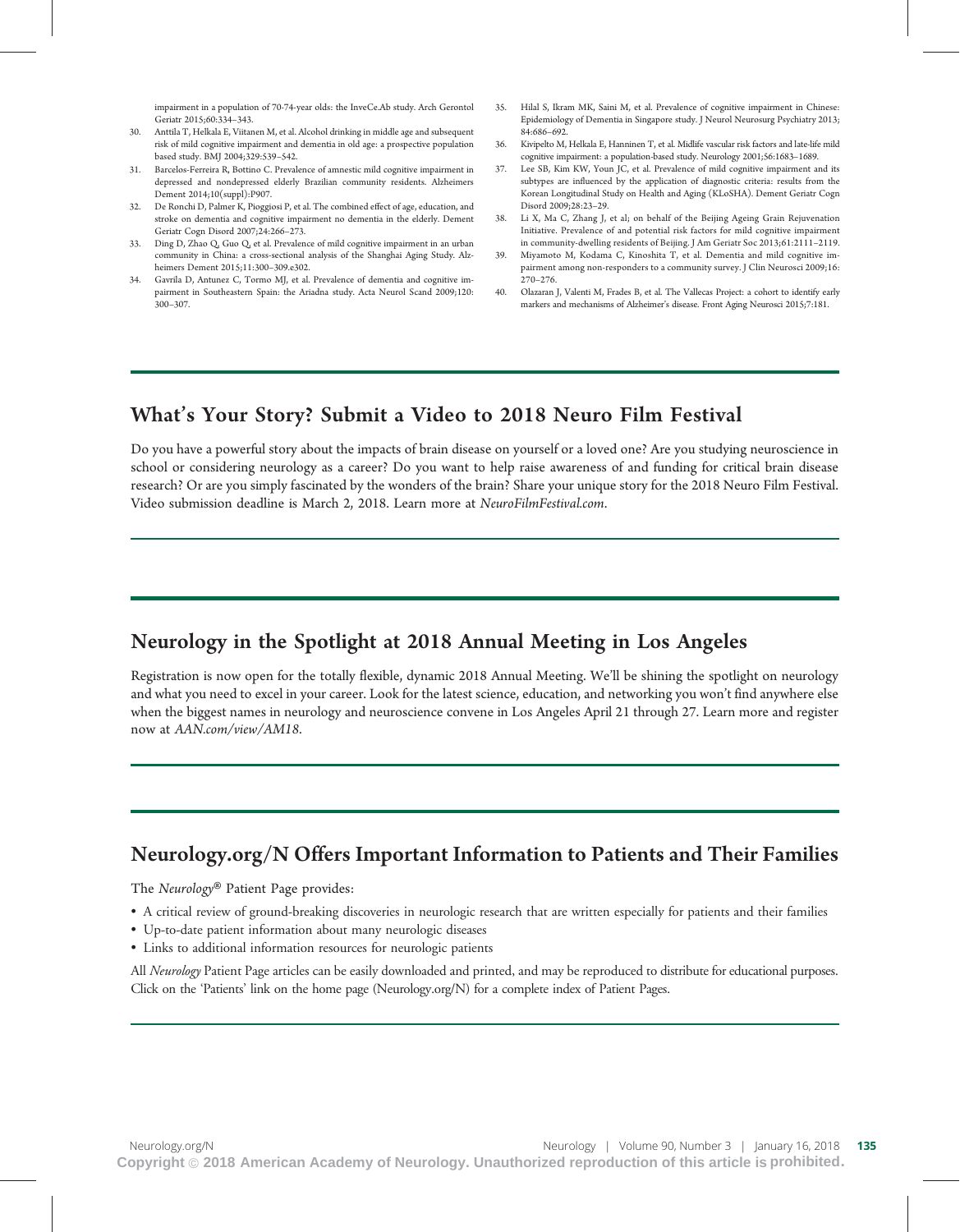impairment in a population of 70-74-year olds: the InveCe.Ab study. Arch Gerontol Geriatr 2015;60:334–343.

30. Anttila T, Helkala E, Viitanen M, et al. Alcohol drinking in middle age and subsequent risk of mild cognitive impairment and dementia in old age: a prospective population based study. BMJ 2004;329:539–542.
31. Barcelos-Ferreira R, Bottino C. Prevalence of amnestic mild cognitive impairment in depressed and nondepressed elderly Brazilian community residents. Alzheimers Dement 2014;10(suppl):P907.
32. De Ronchi D, Palmer K, Pioggiosi P, et al. The combined effect of age, education, and stroke on dementia and cognitive impairment no dementia in the elderly. Dement Geriatr Cogn Disord 2007;24:266–273.
33. Ding D, Zhao Q, Guo Q, et al. Prevalence of mild cognitive impairment in an urban community in China: a cross-sectional analysis of the Shanghai Aging Study. Alzheimers Dement 2015;11:300–309.e302.
34. Gavrila D, Antunez C, Tormo MJ, et al. Prevalence of dementia and cognitive impairment in Southeastern Spain: the Ariadna study. Acta Neurol Scand 2009;120: 300–307.
35. Hilal S, Ikram MK, Saini M, et al. Prevalence of cognitive impairment in Chinese: Epidemiology of Dementia in Singapore study. J Neurol Neurosurg Psychiatry 2013; 84:686–692.
36. Kivipelto M, Helkala E, Hanninen T, et al. Midlife vascular risk factors and late-life mild cognitive impairment: a population-based study. Neurology 2001;56:1683–1689.
37. Lee SB, Kim KW, Youn JC, et al. Prevalence of mild cognitive impairment and its subtypes are influenced by the application of diagnostic criteria: results from the Korean Longitudinal Study on Health and Aging (KLoSHA). Dement Geriatr Cogn Disord 2009;28:23–29.
38. Li X, Ma C, Zhang J, et al; on behalf of the Beijing Ageing Grain Rejuvenation Initiative. Prevalence of and potential risk factors for mild cognitive impairment in community-dwelling residents of Beijing. J Am Geriatr Soc 2013;61:2111–2119.
39. Miyamoto M, Kodama C, Kinoshita T, et al. Dementia and mild cognitive impairment among non-responders to a community survey. J Clin Neurosci 2009;16: 270–276.
40. Olazaran J, Valenti M, Frades B, et al. The Vallecas Project: a cohort to identify early markers and mechanisms of Alzheimer's disease. Front Aging Neurosci 2015;7:181.

## What's Your Story? Submit a Video to 2018 Neuro Film Festival

Do you have a powerful story about the impacts of brain disease on yourself or a loved one? Are you studying neuroscience in school or considering neurology as a career? Do you want to help raise awareness of and funding for critical brain disease research? Or are you simply fascinated by the wonders of the brain? Share your unique story for the 2018 Neuro Film Festival. Video submission deadline is March 2, 2018. Learn more at *NeuroFilmFestival.com*.

## Neurology in the Spotlight at 2018 Annual Meeting in Los Angeles

Registration is now open for the totally flexible, dynamic 2018 Annual Meeting. We'll be shining the spotlight on neurology and what you need to excel in your career. Look for the latest science, education, and networking you won't find anywhere else when the biggest names in neurology and neuroscience convene in Los Angeles April 21 through 27. Learn more and register now at *AAN.com/view/AM18*.

## Neurology.org/N Offers Important Information to Patients and Their Families

The *Neurology*® Patient Page provides:

- A critical review of ground-breaking discoveries in neurologic research that are written especially for patients and their families
- Up-to-date patient information about many neurologic diseases
- Links to additional information resources for neurologic patients

All *Neurology* Patient Page articles can be easily downloaded and printed, and may be reproduced to distribute for educational purposes. Click on the 'Patients' link on the home page (Neurology.org/N) for a complete index of Patient Pages.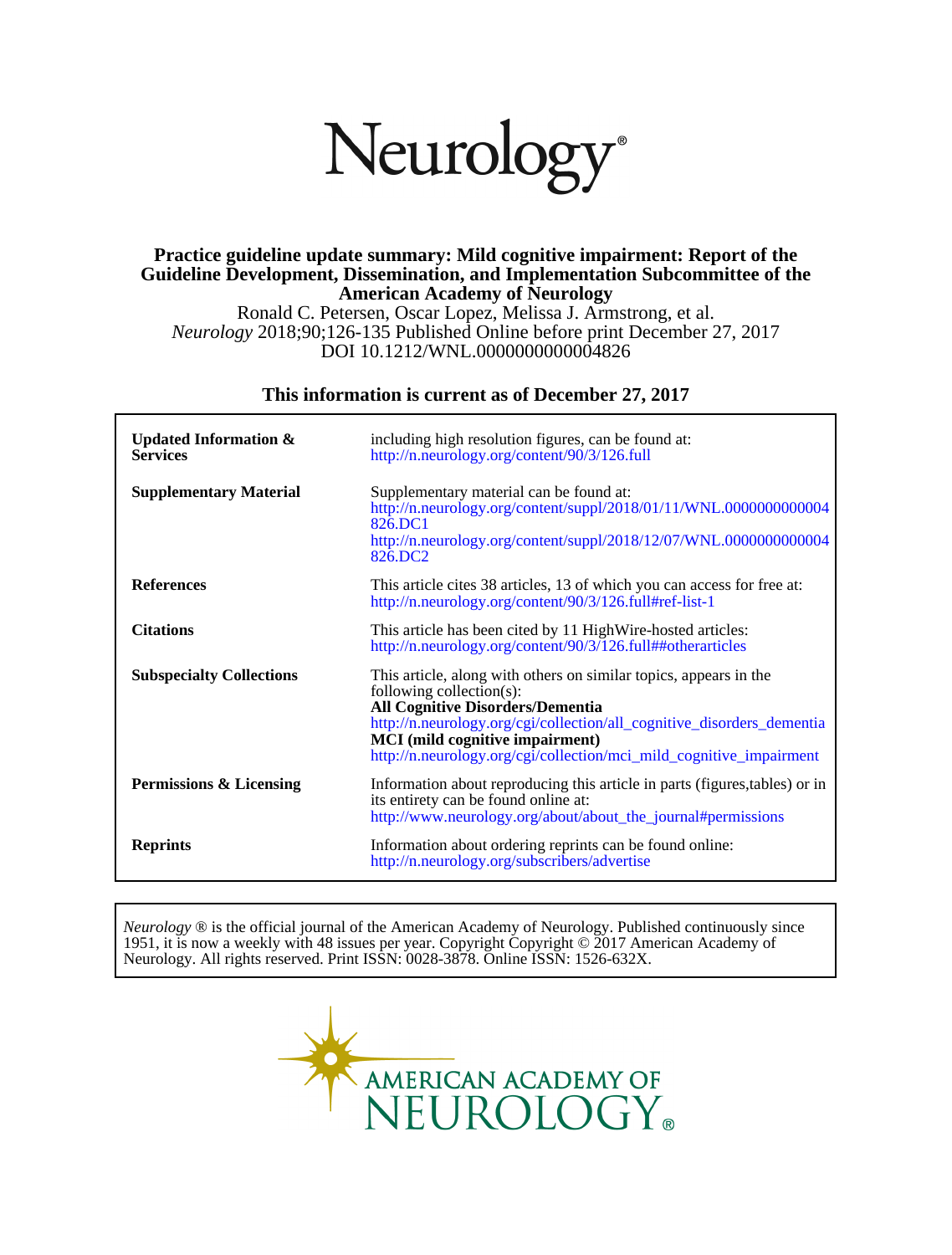# Neurology®

**Practice guideline update summary: Mild cognitive impairment: Report of the Guideline Development, Dissemination, and Implementation Subcommittee of the American Academy of Neurology**

Ronald C. Petersen, Oscar Lopez, Melissa J. Armstrong, et al.

*Neurology* 2018;90;126-135 Published Online before print December 27, 2017

DOI 10.1212/WNL.0000000000004826

**This information is current as of December 27, 2017**

| | |
|---|---|
| **Updated Information & Services** | including high resolution figures, can be found at: http://n.neurology.org/content/90/3/126.full |
| **Supplementary Material** | Supplementary material can be found at: http://n.neurology.org/content/suppl/2018/01/11/WNL.0000000000004826.DC1 http://n.neurology.org/content/suppl/2018/12/07/WNL.0000000000004826.DC2 |
| **References** | This article cites 38 articles, 13 of which you can access for free at: http://n.neurology.org/content/90/3/126.full#ref-list-1 |
| **Citations** | This article has been cited by 11 HighWire-hosted articles: http://n.neurology.org/content/90/3/126.full##otherarticles |
| **Subspecialty Collections** | This article, along with others on similar topics, appears in the following collection(s): **All Cognitive Disorders/Dementia** http://n.neurology.org/cgi/collection/all_cognitive_disorders_dementia **MCI (mild cognitive impairment)** http://n.neurology.org/cgi/collection/mci_mild_cognitive_impairment |
| **Permissions & Licensing** | Information about reproducing this article in parts (figures,tables) or in its entirety can be found online at: http://www.neurology.org/about/about_the_journal#permissions |
| **Reprints** | Information about ordering reprints can be found online: http://n.neurology.org/subscribers/advertise |

*Neurology* ® is the official journal of the American Academy of Neurology. Published continuously since 1951, it is now a weekly with 48 issues per year. Copyright Copyright © 2017 American Academy of Neurology. All rights reserved. Print ISSN: 0028-3878. Online ISSN: 1526-632X.

AMERICAN ACADEMY OF NEUROLOGY®